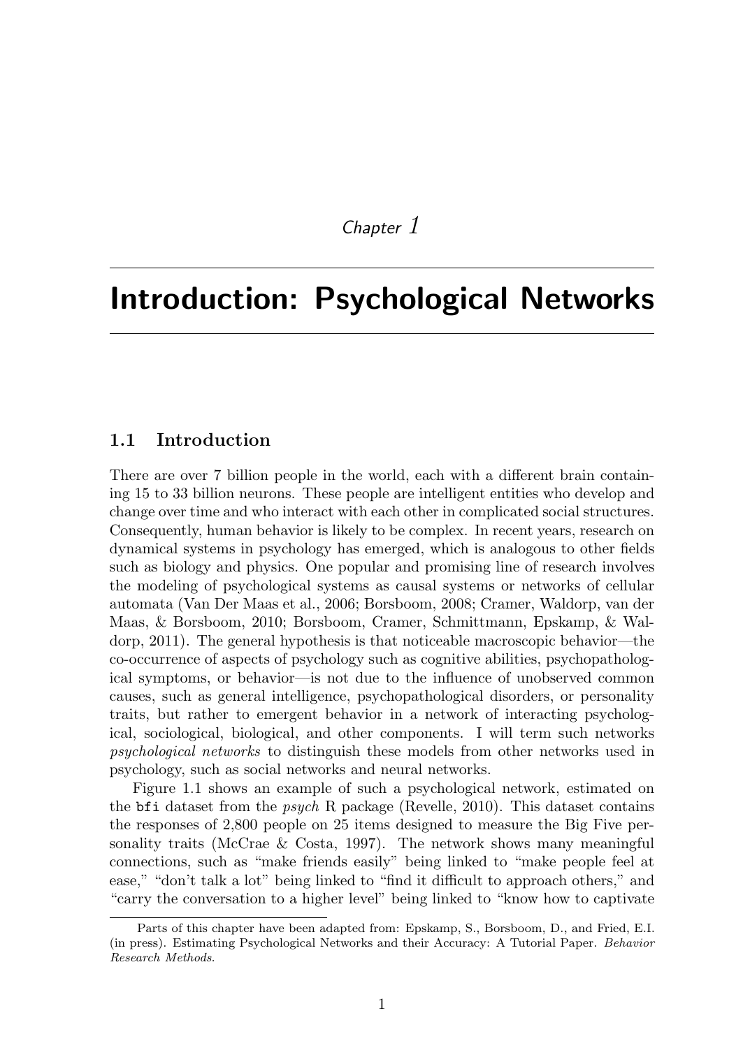*Chapter 1*

# Introduction: Psychological Networks

## 1.1 Introduction

There are over 7 billion people in the world, each with a different brain containing 15 to 33 billion neurons. These people are intelligent entities who develop and change over time and who interact with each other in complicated social structures. Consequently, human behavior is likely to be complex. In recent years, research on dynamical systems in psychology has emerged, which is analogous to other fields such as biology and physics. One popular and promising line of research involves the modeling of psychological systems as causal systems or networks of cellular automata (Van Der Maas et al., 2006; Borsboom, 2008; Cramer, Waldorp, van der Maas, & Borsboom, 2010; Borsboom, Cramer, Schmittmann, Epskamp, & Waldorp, 2011). The general hypothesis is that noticeable macroscopic behavior—the co-occurrence of aspects of psychology such as cognitive abilities, psychopathological symptoms, or behavior—is not due to the influence of unobserved common causes, such as general intelligence, psychopathological disorders, or personality traits, but rather to emergent behavior in a network of interacting psychological, sociological, biological, and other components. I will term such networks *psychological networks* to distinguish these models from other networks used in psychology, such as social networks and neural networks.

Figure 1.1 shows an example of such a psychological network, estimated on the `bfi` dataset from the *psych* R package (Revelle, 2010). This dataset contains the responses of 2,800 people on 25 items designed to measure the Big Five personality traits (McCrae & Costa, 1997). The network shows many meaningful connections, such as "make friends easily" being linked to "make people feel at ease," "don't talk a lot" being linked to "find it difficult to approach others," and "carry the conversation to a higher level" being linked to "know how to captivate

Parts of this chapter have been adapted from: Epskamp, S., Borsboom, D., and Fried, E.I. (in press). Estimating Psychological Networks and their Accuracy: A Tutorial Paper. *Behavior Research Methods*.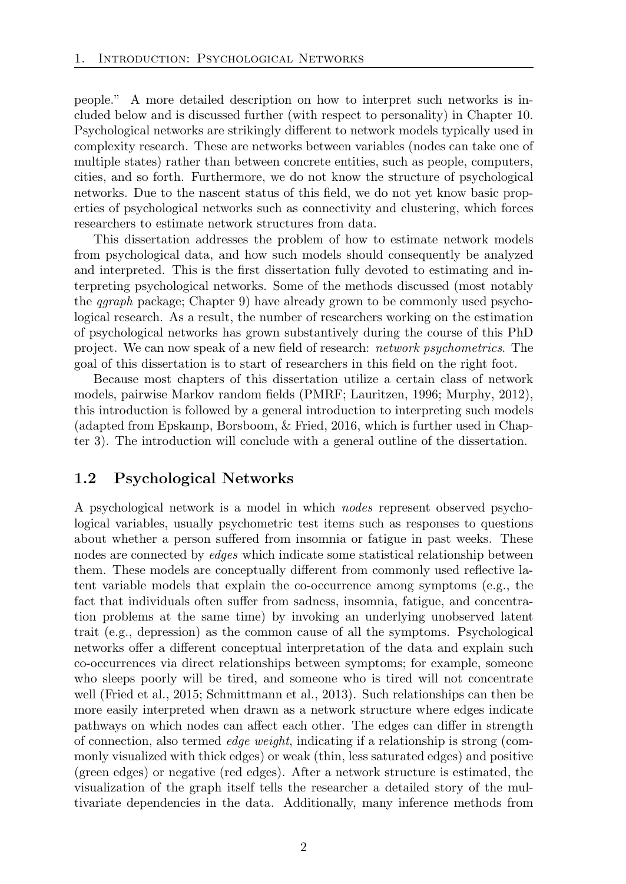people." A more detailed description on how to interpret such networks is included below and is discussed further (with respect to personality) in Chapter 10. Psychological networks are strikingly different to network models typically used in complexity research. These are networks between variables (nodes can take one of multiple states) rather than between concrete entities, such as people, computers, cities, and so forth. Furthermore, we do not know the structure of psychological networks. Due to the nascent status of this field, we do not yet know basic properties of psychological networks such as connectivity and clustering, which forces researchers to estimate network structures from data.

This dissertation addresses the problem of how to estimate network models from psychological data, and how such models should consequently be analyzed and interpreted. This is the first dissertation fully devoted to estimating and interpreting psychological networks. Some of the methods discussed (most notably the *qgraph* package; Chapter 9) have already grown to be commonly used psychological research. As a result, the number of researchers working on the estimation of psychological networks has grown substantively during the course of this PhD project. We can now speak of a new field of research: *network psychometrics*. The goal of this dissertation is to start of researchers in this field on the right foot.

Because most chapters of this dissertation utilize a certain class of network models, pairwise Markov random fields (PMRF; Lauritzen, 1996; Murphy, 2012), this introduction is followed by a general introduction to interpreting such models (adapted from Epskamp, Borsboom, & Fried, 2016, which is further used in Chapter 3). The introduction will conclude with a general outline of the dissertation.

## 1.2 Psychological Networks

A psychological network is a model in which *nodes* represent observed psychological variables, usually psychometric test items such as responses to questions about whether a person suffered from insomnia or fatigue in past weeks. These nodes are connected by *edges* which indicate some statistical relationship between them. These models are conceptually different from commonly used reflective latent variable models that explain the co-occurrence among symptoms (e.g., the fact that individuals often suffer from sadness, insomnia, fatigue, and concentration problems at the same time) by invoking an underlying unobserved latent trait (e.g., depression) as the common cause of all the symptoms. Psychological networks offer a different conceptual interpretation of the data and explain such co-occurrences via direct relationships between symptoms; for example, someone who sleeps poorly will be tired, and someone who is tired will not concentrate well (Fried et al., 2015; Schmittmann et al., 2013). Such relationships can then be more easily interpreted when drawn as a network structure where edges indicate pathways on which nodes can affect each other. The edges can differ in strength of connection, also termed *edge weight*, indicating if a relationship is strong (commonly visualized with thick edges) or weak (thin, less saturated edges) and positive (green edges) or negative (red edges). After a network structure is estimated, the visualization of the graph itself tells the researcher a detailed story of the multivariate dependencies in the data. Additionally, many inference methods from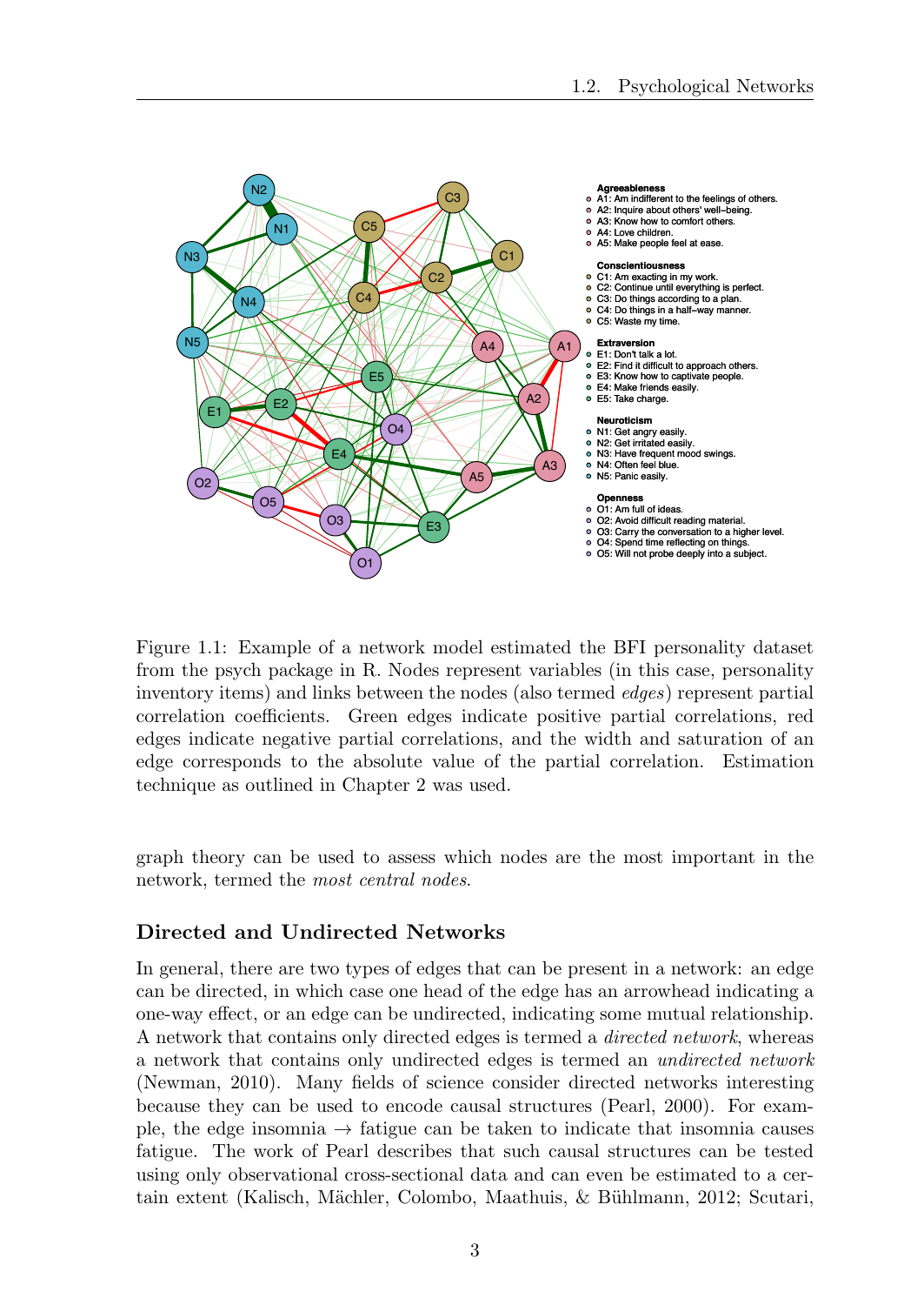Figure 1.1: Example of a network model estimated the BFI personality dataset from the psych package in R. Nodes represent variables (in this case, personality inventory items) and links between the nodes (also termed *edges*) represent partial correlation coefficients. Green edges indicate positive partial correlations, red edges indicate negative partial correlations, and the width and saturation of an edge corresponds to the absolute value of the partial correlation. Estimation technique as outlined in Chapter 2 was used.

graph theory can be used to assess which nodes are the most important in the network, termed the *most central nodes*.

### Directed and Undirected Networks

In general, there are two types of edges that can be present in a network: an edge can be directed, in which case one head of the edge has an arrowhead indicating a one-way effect, or an edge can be undirected, indicating some mutual relationship. A network that contains only directed edges is termed a *directed network*, whereas a network that contains only undirected edges is termed an *undirected network* (Newman, 2010). Many fields of science consider directed networks interesting because they can be used to encode causal structures (Pearl, 2000). For example, the edge insomnia → fatigue can be taken to indicate that insomnia causes fatigue. The work of Pearl describes that such causal structures can be tested using only observational cross-sectional data and can even be estimated to a certain extent (Kalisch, Mächler, Colombo, Maathuis, & Bühlmann, 2012; Scutari,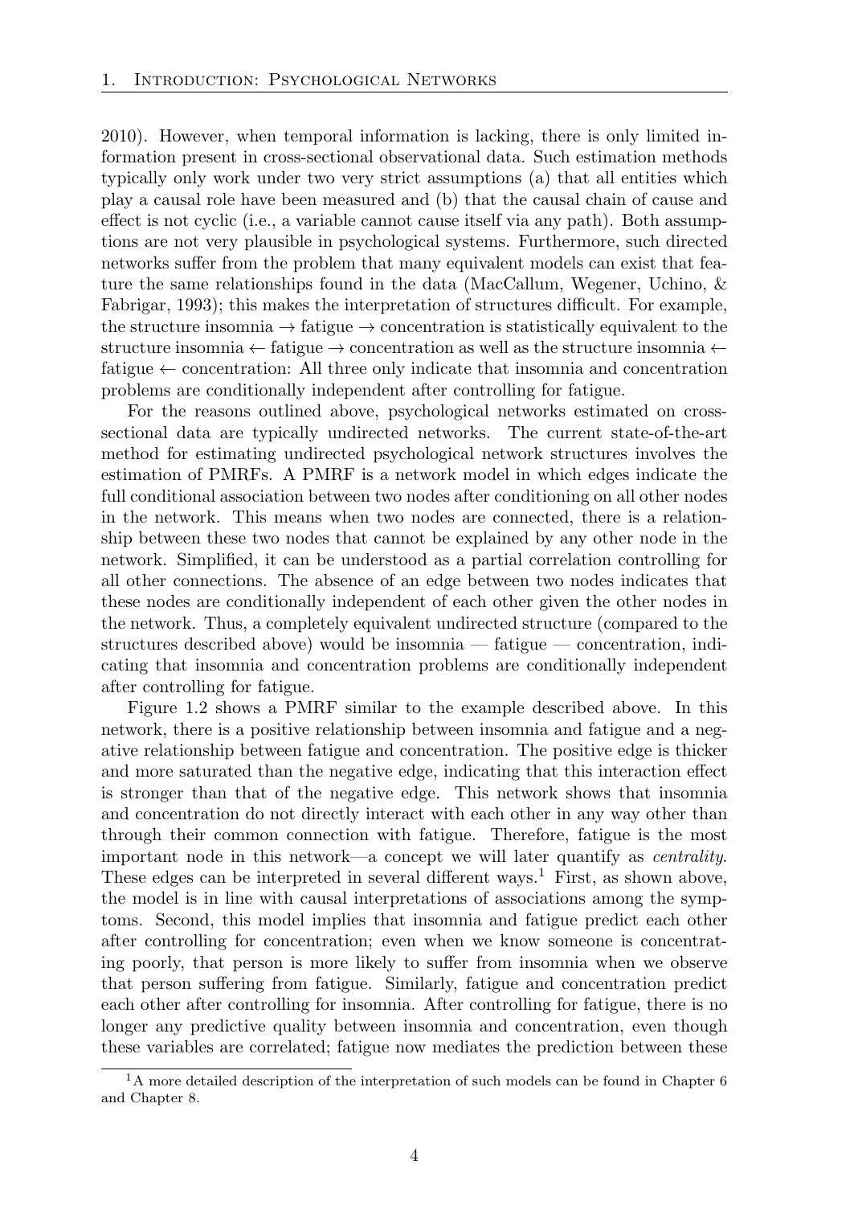2010). However, when temporal information is lacking, there is only limited information present in cross-sectional observational data. Such estimation methods typically only work under two very strict assumptions (a) that all entities which play a causal role have been measured and (b) that the causal chain of cause and effect is not cyclic (i.e., a variable cannot cause itself via any path). Both assumptions are not very plausible in psychological systems. Furthermore, such directed networks suffer from the problem that many equivalent models can exist that feature the same relationships found in the data (MacCallum, Wegener, Uchino, & Fabrigar, 1993); this makes the interpretation of structures difficult. For example, the structure insomnia → fatigue → concentration is statistically equivalent to the structure insomnia ← fatigue → concentration as well as the structure insomnia ← fatigue ← concentration: All three only indicate that insomnia and concentration problems are conditionally independent after controlling for fatigue.

For the reasons outlined above, psychological networks estimated on cross-sectional data are typically undirected networks. The current state-of-the-art method for estimating undirected psychological network structures involves the estimation of PMRFs. A PMRF is a network model in which edges indicate the full conditional association between two nodes after conditioning on all other nodes in the network. This means when two nodes are connected, there is a relationship between these two nodes that cannot be explained by any other node in the network. Simplified, it can be understood as a partial correlation controlling for all other connections. The absence of an edge between two nodes indicates that these nodes are conditionally independent of each other given the other nodes in the network. Thus, a completely equivalent undirected structure (compared to the structures described above) would be insomnia — fatigue — concentration, indicating that insomnia and concentration problems are conditionally independent after controlling for fatigue.

Figure 1.2 shows a PMRF similar to the example described above. In this network, there is a positive relationship between insomnia and fatigue and a negative relationship between fatigue and concentration. The positive edge is thicker and more saturated than the negative edge, indicating that this interaction effect is stronger than that of the negative edge. This network shows that insomnia and concentration do not directly interact with each other in any way other than through their common connection with fatigue. Therefore, fatigue is the most important node in this network—a concept we will later quantify as *centrality*. These edges can be interpreted in several different ways.[1] First, as shown above, the model is in line with causal interpretations of associations among the symptoms. Second, this model implies that insomnia and fatigue predict each other after controlling for concentration; even when we know someone is concentrating poorly, that person is more likely to suffer from insomnia when we observe that person suffering from fatigue. Similarly, fatigue and concentration predict each other after controlling for insomnia. After controlling for fatigue, there is no longer any predictive quality between insomnia and concentration, even though these variables are correlated; fatigue now mediates the prediction between these

[1] A more detailed description of the interpretation of such models can be found in Chapter 6 and Chapter 8.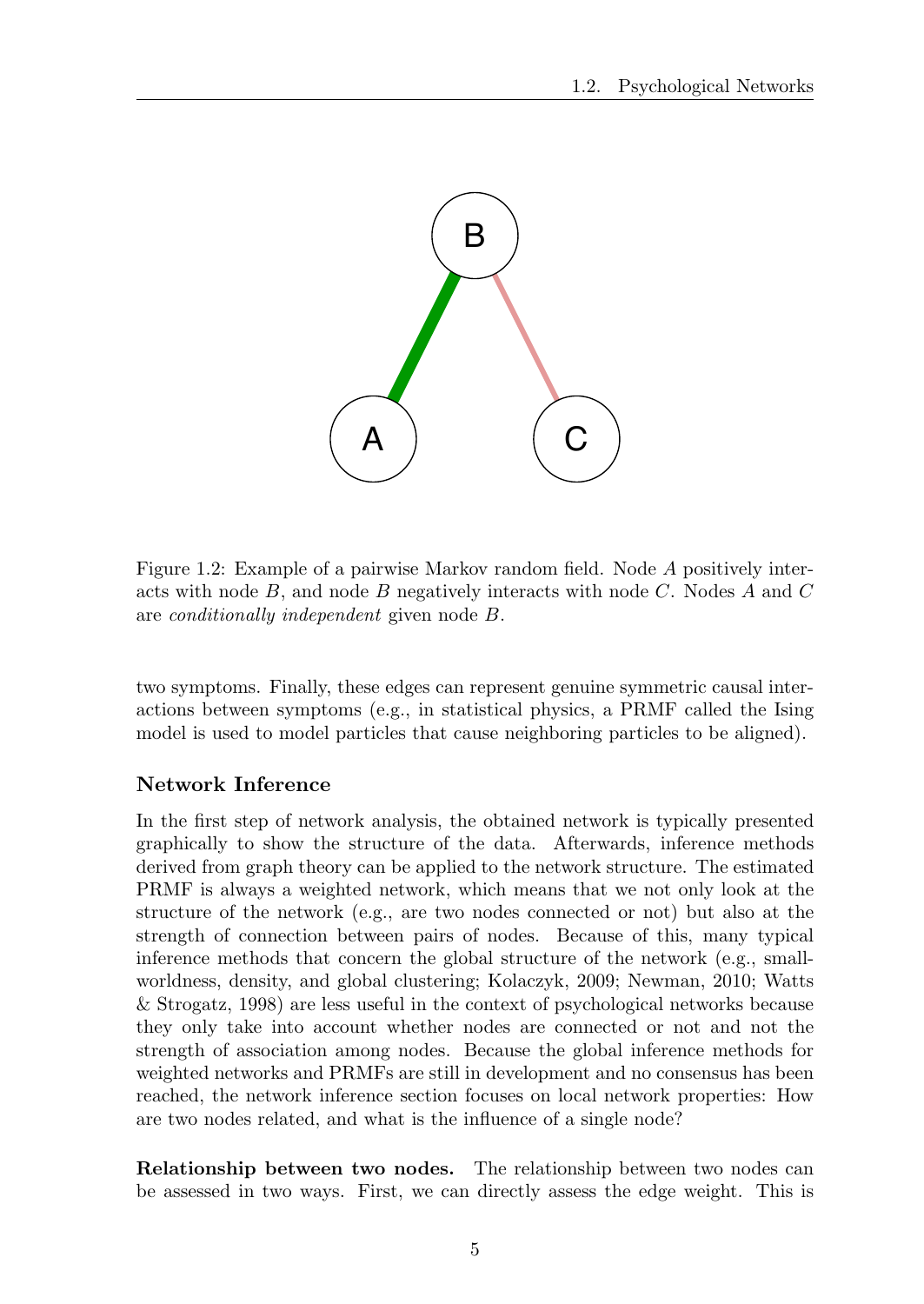Figure 1.2: Example of a pairwise Markov random field. Node $A$ positively interacts with node $B$, and node $B$ negatively interacts with node $C$. Nodes $A$ and $C$ are *conditionally independent* given node $B$.

two symptoms. Finally, these edges can represent genuine symmetric causal interactions between symptoms (e.g., in statistical physics, a PRMF called the Ising model is used to model particles that cause neighboring particles to be aligned).

### Network Inference

In the first step of network analysis, the obtained network is typically presented graphically to show the structure of the data. Afterwards, inference methods derived from graph theory can be applied to the network structure. The estimated PRMF is always a weighted network, which means that we not only look at the structure of the network (e.g., are two nodes connected or not) but also at the strength of connection between pairs of nodes. Because of this, many typical inference methods that concern the global structure of the network (e.g., small-worldness, density, and global clustering; Kolaczyk, 2009; Newman, 2010; Watts & Strogatz, 1998) are less useful in the context of psychological networks because they only take into account whether nodes are connected or not and not the strength of association among nodes. Because the global inference methods for weighted networks and PRMFs are still in development and no consensus has been reached, the network inference section focuses on local network properties: How are two nodes related, and what is the influence of a single node?

**Relationship between two nodes.** The relationship between two nodes can be assessed in two ways. First, we can directly assess the edge weight. This is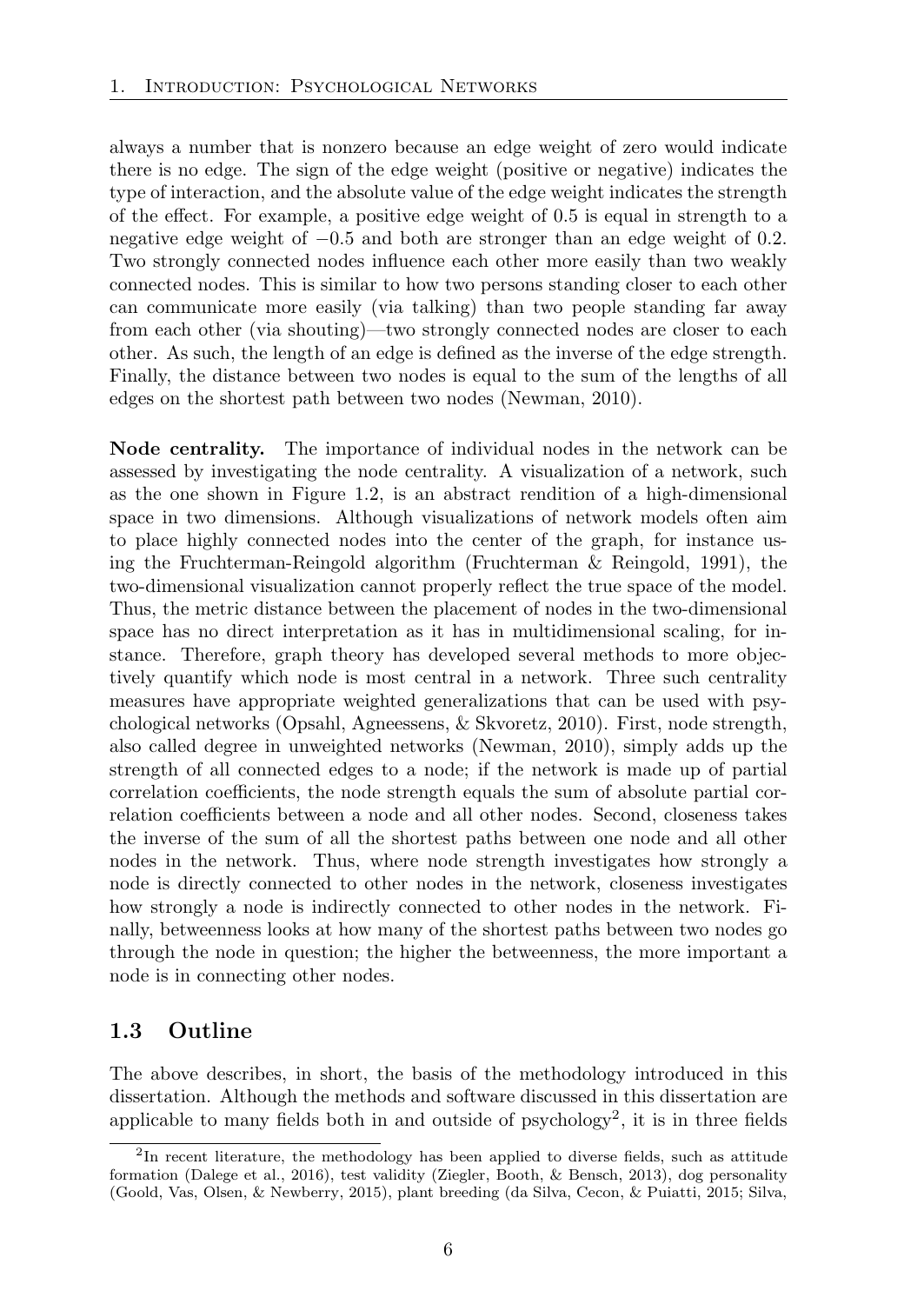always a number that is nonzero because an edge weight of zero would indicate there is no edge. The sign of the edge weight (positive or negative) indicates the type of interaction, and the absolute value of the edge weight indicates the strength of the effect. For example, a positive edge weight of 0.5 is equal in strength to a negative edge weight of $-0.5$ and both are stronger than an edge weight of 0.2. Two strongly connected nodes influence each other more easily than two weakly connected nodes. This is similar to how two persons standing closer to each other can communicate more easily (via talking) than two people standing far away from each other (via shouting)—two strongly connected nodes are closer to each other. As such, the length of an edge is defined as the inverse of the edge strength. Finally, the distance between two nodes is equal to the sum of the lengths of all edges on the shortest path between two nodes (Newman, 2010).

**Node centrality.** The importance of individual nodes in the network can be assessed by investigating the node centrality. A visualization of a network, such as the one shown in Figure 1.2, is an abstract rendition of a high-dimensional space in two dimensions. Although visualizations of network models often aim to place highly connected nodes into the center of the graph, for instance using the Fruchterman-Reingold algorithm (Fruchterman & Reingold, 1991), the two-dimensional visualization cannot properly reflect the true space of the model. Thus, the metric distance between the placement of nodes in the two-dimensional space has no direct interpretation as it has in multidimensional scaling, for instance. Therefore, graph theory has developed several methods to more objectively quantify which node is most central in a network. Three such centrality measures have appropriate weighted generalizations that can be used with psychological networks (Opsahl, Agneessens, & Skvoretz, 2010). First, node strength, also called degree in unweighted networks (Newman, 2010), simply adds up the strength of all connected edges to a node; if the network is made up of partial correlation coefficients, the node strength equals the sum of absolute partial correlation coefficients between a node and all other nodes. Second, closeness takes the inverse of the sum of all the shortest paths between one node and all other nodes in the network. Thus, where node strength investigates how strongly a node is directly connected to other nodes in the network, closeness investigates how strongly a node is indirectly connected to other nodes in the network. Finally, betweenness looks at how many of the shortest paths between two nodes go through the node in question; the higher the betweenness, the more important a node is in connecting other nodes.

## 1.3 Outline

The above describes, in short, the basis of the methodology introduced in this dissertation. Although the methods and software discussed in this dissertation are applicable to many fields both in and outside of psychology[2], it is in three fields

[2] In recent literature, the methodology has been applied to diverse fields, such as attitude formation (Dalege et al., 2016), test validity (Ziegler, Booth, & Bensch, 2013), dog personality (Goold, Vas, Olsen, & Newberry, 2015), plant breeding (da Silva, Cecon, & Puiatti, 2015; Silva,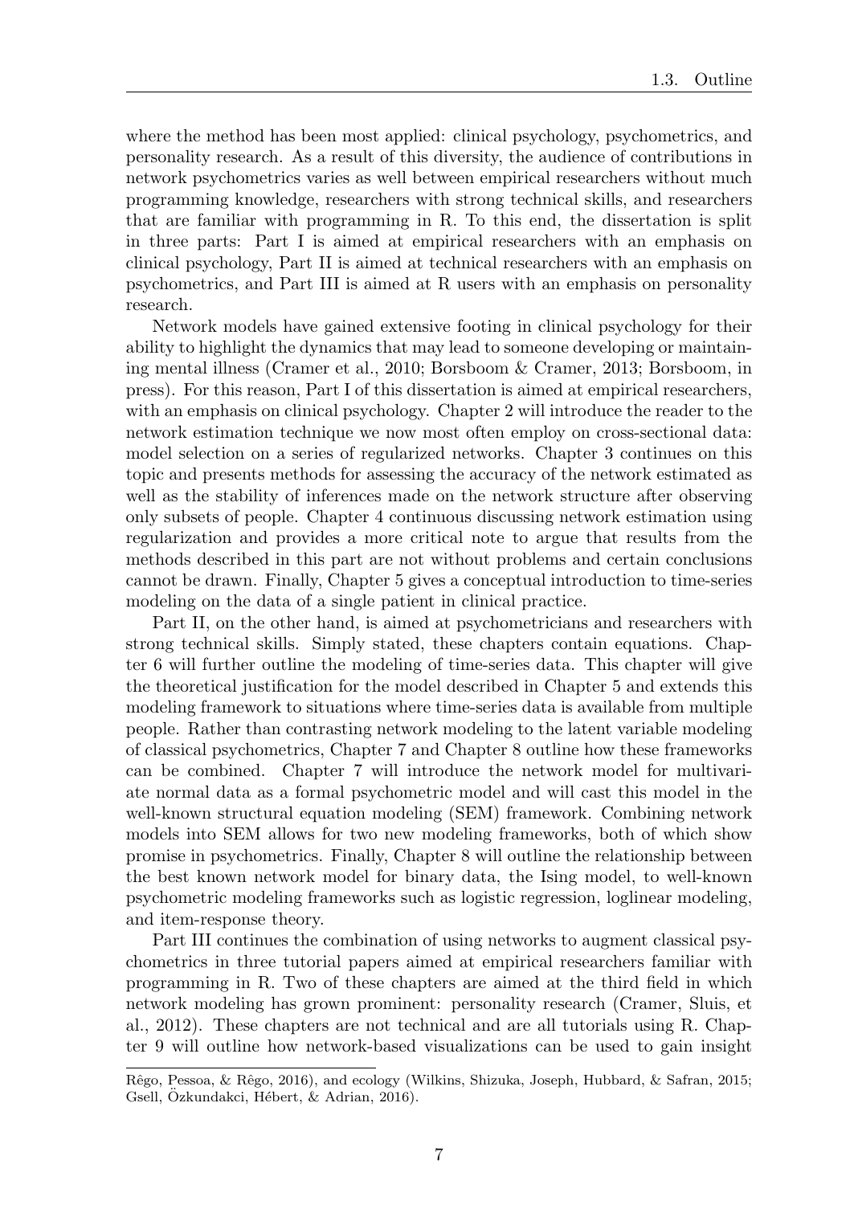where the method has been most applied: clinical psychology, psychometrics, and personality research. As a result of this diversity, the audience of contributions in network psychometrics varies as well between empirical researchers without much programming knowledge, researchers with strong technical skills, and researchers that are familiar with programming in R. To this end, the dissertation is split in three parts: Part I is aimed at empirical researchers with an emphasis on clinical psychology, Part II is aimed at technical researchers with an emphasis on psychometrics, and Part III is aimed at R users with an emphasis on personality research.

Network models have gained extensive footing in clinical psychology for their ability to highlight the dynamics that may lead to someone developing or maintaining mental illness (Cramer et al., 2010; Borsboom & Cramer, 2013; Borsboom, in press). For this reason, Part I of this dissertation is aimed at empirical researchers, with an emphasis on clinical psychology. Chapter 2 will introduce the reader to the network estimation technique we now most often employ on cross-sectional data: model selection on a series of regularized networks. Chapter 3 continues on this topic and presents methods for assessing the accuracy of the network estimated as well as the stability of inferences made on the network structure after observing only subsets of people. Chapter 4 continuous discussing network estimation using regularization and provides a more critical note to argue that results from the methods described in this part are not without problems and certain conclusions cannot be drawn. Finally, Chapter 5 gives a conceptual introduction to time-series modeling on the data of a single patient in clinical practice.

Part II, on the other hand, is aimed at psychometricians and researchers with strong technical skills. Simply stated, these chapters contain equations. Chapter 6 will further outline the modeling of time-series data. This chapter will give the theoretical justification for the model described in Chapter 5 and extends this modeling framework to situations where time-series data is available from multiple people. Rather than contrasting network modeling to the latent variable modeling of classical psychometrics, Chapter 7 and Chapter 8 outline how these frameworks can be combined. Chapter 7 will introduce the network model for multivariate normal data as a formal psychometric model and will cast this model in the well-known structural equation modeling (SEM) framework. Combining network models into SEM allows for two new modeling frameworks, both of which show promise in psychometrics. Finally, Chapter 8 will outline the relationship between the best known network model for binary data, the Ising model, to well-known psychometric modeling frameworks such as logistic regression, loglinear modeling, and item-response theory.

Part III continues the combination of using networks to augment classical psychometrics in three tutorial papers aimed at empirical researchers familiar with programming in R. Two of these chapters are aimed at the third field in which network modeling has grown prominent: personality research (Cramer, Sluis, et al., 2012). These chapters are not technical and are all tutorials using R. Chapter 9 will outline how network-based visualizations can be used to gain insight

Rêgo, Pessoa, & Rêgo, 2016), and ecology (Wilkins, Shizuka, Joseph, Hubbard, & Safran, 2015; Gsell, Özkundakci, Hébert, & Adrian, 2016).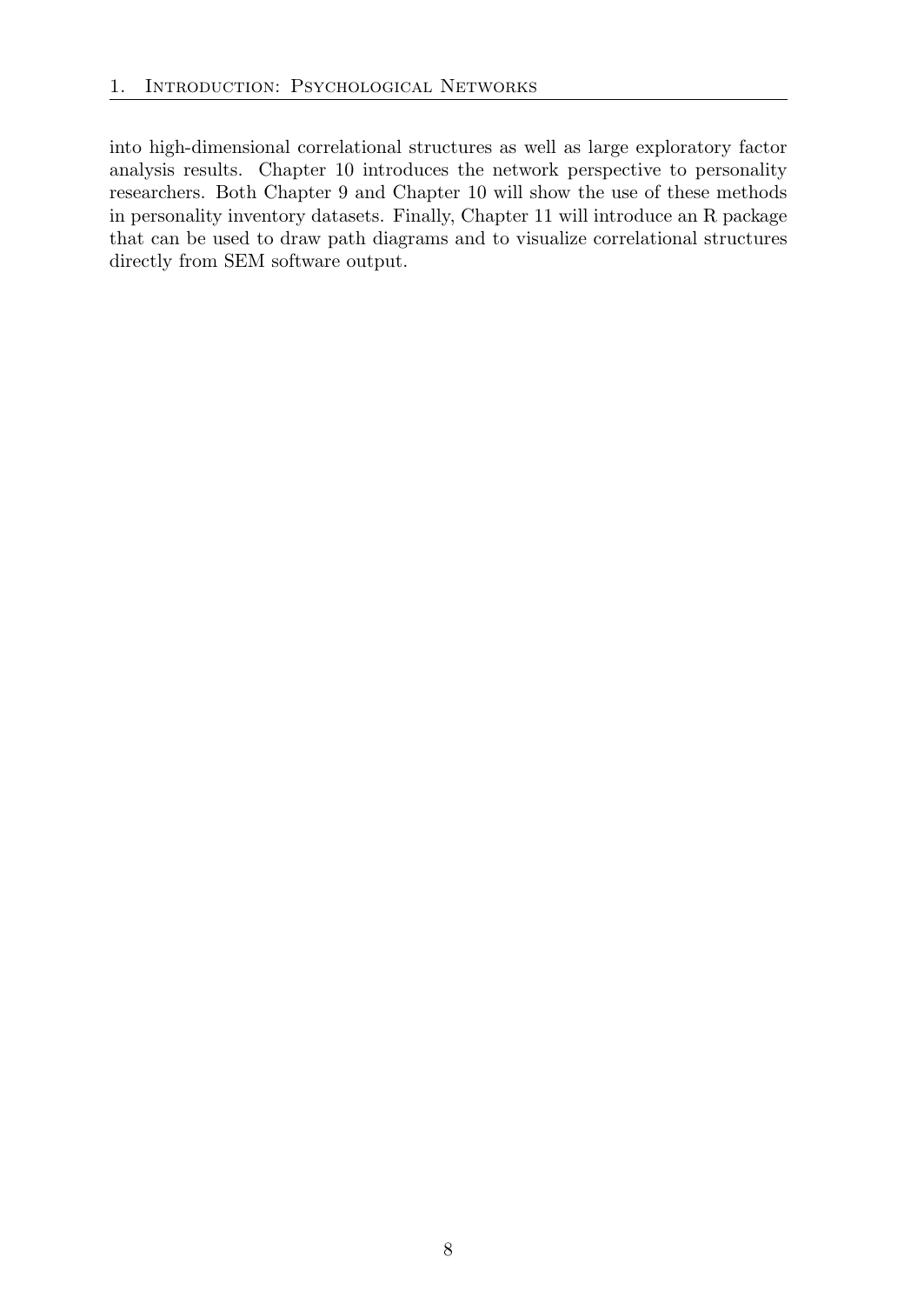into high-dimensional correlational structures as well as large exploratory factor analysis results. Chapter 10 introduces the network perspective to personality researchers. Both Chapter 9 and Chapter 10 will show the use of these methods in personality inventory datasets. Finally, Chapter 11 will introduce an R package that can be used to draw path diagrams and to visualize correlational structures directly from SEM software output.